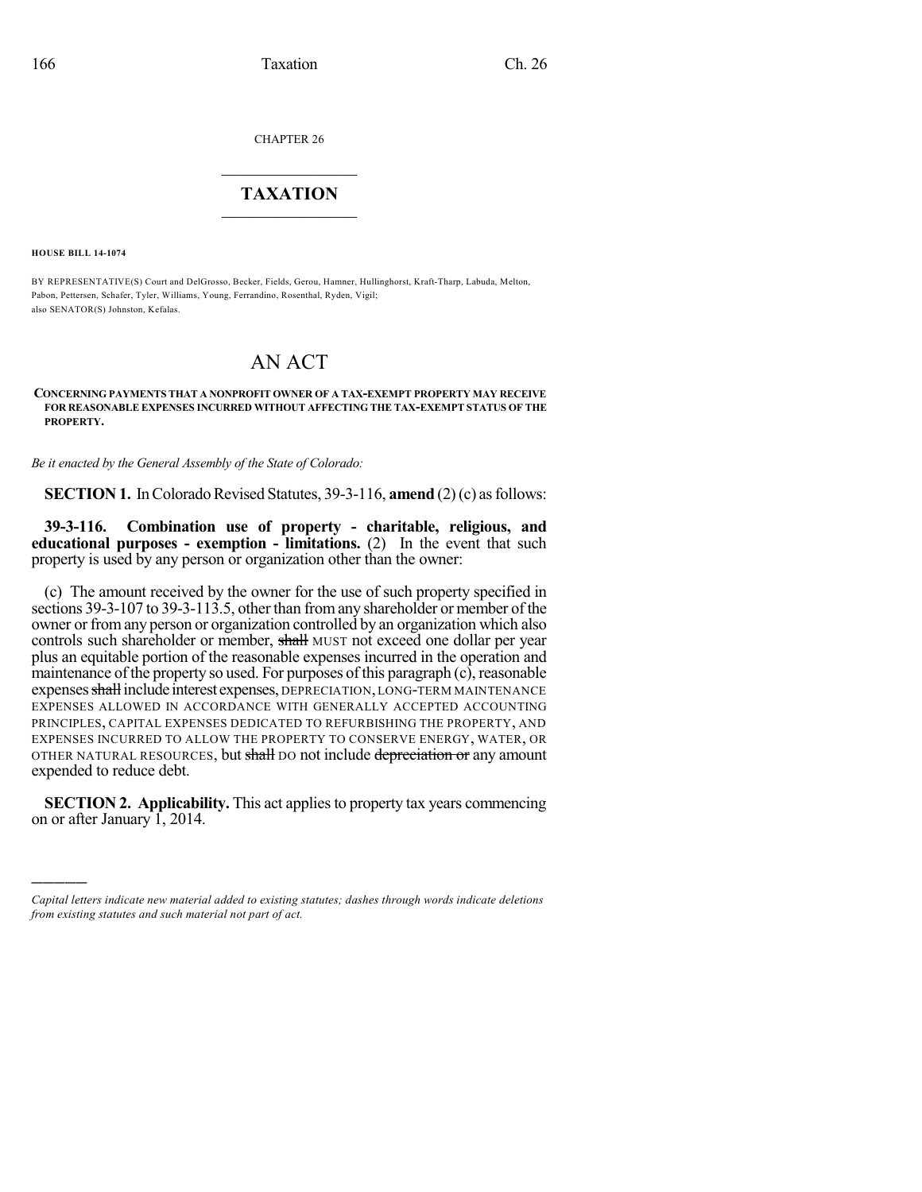CHAPTER 26

# TAXATION

**HOUSE BILL 14-1074**

BY REPRESENTATIVE(S) Court and DelGrosso, Becker, Fields, Gerou, Hamner, Hullinghorst, Kraft-Tharp, Labuda, Melton, Pabon, Pettersen, Schafer, Tyler, Williams, Young, Ferrandino, Rosenthal, Ryden, Vigil;
also SENATOR(S) Johnston, Kefalas.

# AN ACT

**CONCERNING PAYMENTS THAT A NONPROFIT OWNER OF A TAX-EXEMPT PROPERTY MAY RECEIVE FOR REASONABLE EXPENSES INCURRED WITHOUT AFFECTING THE TAX-EXEMPT STATUS OF THE PROPERTY.**

*Be it enacted by the General Assembly of the State of Colorado:*

**SECTION 1.** In Colorado Revised Statutes, 39-3-116, **amend** (2) (c) as follows:

**39-3-116. Combination use of property - charitable, religious, and educational purposes - exemption - limitations.** (2) In the event that such property is used by any person or organization other than the owner:

(c) The amount received by the owner for the use of such property specified in sections 39-3-107 to 39-3-113.5, other than from any shareholder or member of the owner or from any person or organization controlled by an organization which also controls such shareholder or member, ~~shall~~ MUST not exceed one dollar per year plus an equitable portion of the reasonable expenses incurred in the operation and maintenance of the property so used. For purposes of this paragraph (c), reasonable expenses ~~shall~~ include interest expenses, DEPRECIATION, LONG-TERM MAINTENANCE EXPENSES ALLOWED IN ACCORDANCE WITH GENERALLY ACCEPTED ACCOUNTING PRINCIPLES, CAPITAL EXPENSES DEDICATED TO REFURBISHING THE PROPERTY, AND EXPENSES INCURRED TO ALLOW THE PROPERTY TO CONSERVE ENERGY, WATER, OR OTHER NATURAL RESOURCES, but ~~shall~~ DO not include ~~depreciation or~~ any amount expended to reduce debt.

**SECTION 2. Applicability.** This act applies to property tax years commencing on or after January 1, 2014.

---

*Capital letters indicate new material added to existing statutes; dashes through words indicate deletions from existing statutes and such material not part of act.*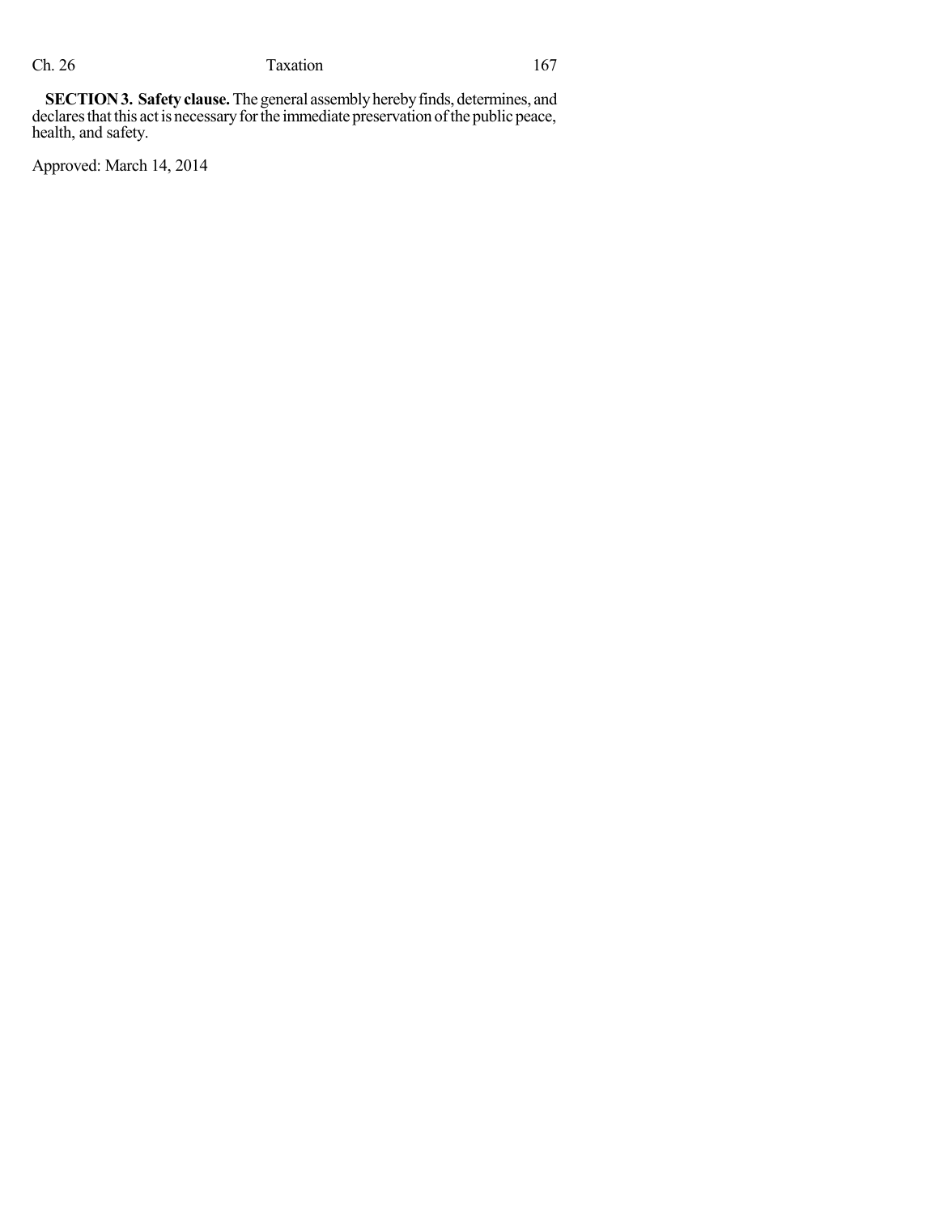**SECTION 3. Safety clause.** The general assembly hereby finds, determines, and declares that this act is necessary for the immediate preservation of the public peace, health, and safety.

Approved: March 14, 2014